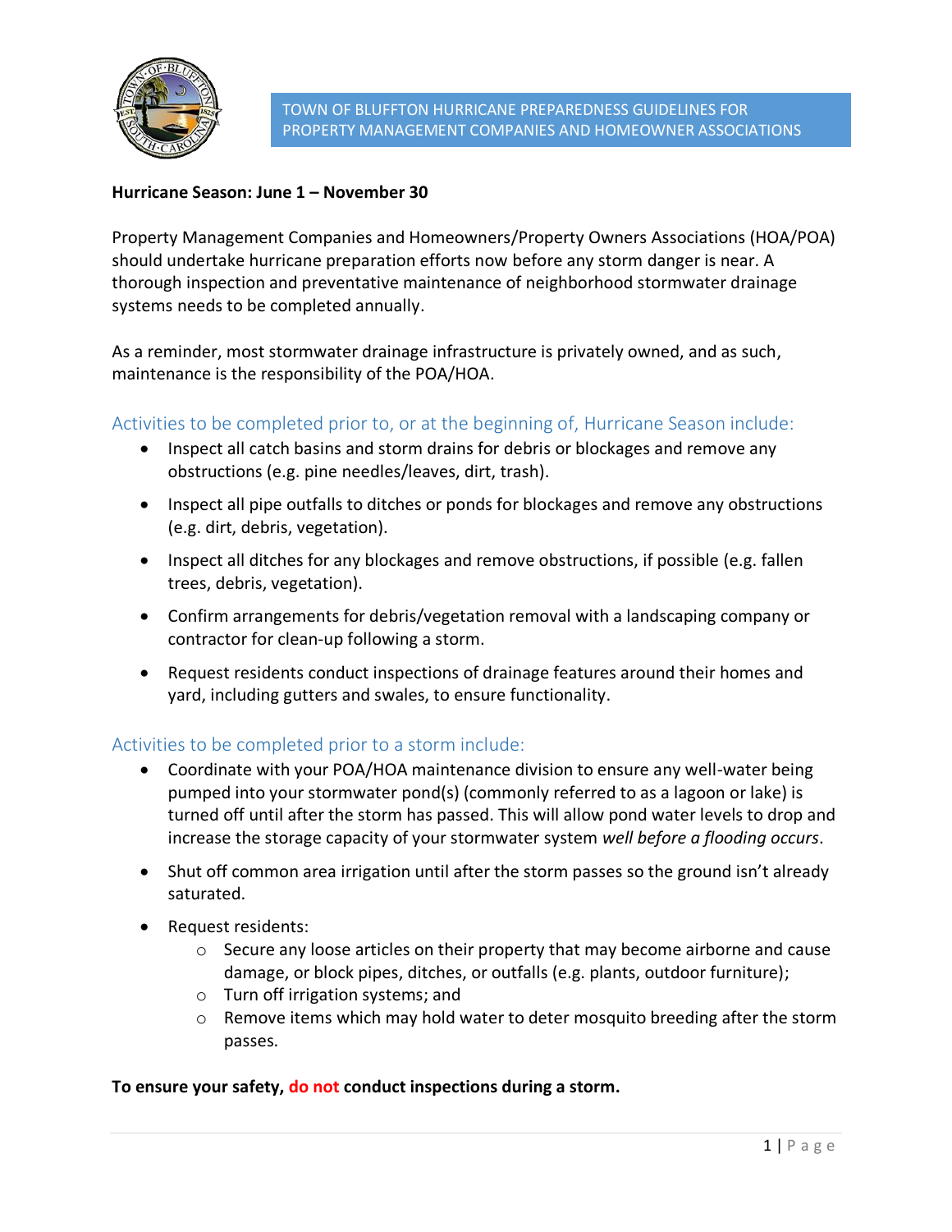# TOWN OF BLUFFTON HURRICANE PREPAREDNESS GUIDELINES FOR PROPERTY MANAGEMENT COMPANIES AND HOMEOWNER ASSOCIATIONS

**Hurricane Season: June 1 – November 30**

Property Management Companies and Homeowners/Property Owners Associations (HOA/POA) should undertake hurricane preparation efforts now before any storm danger is near. A thorough inspection and preventative maintenance of neighborhood stormwater drainage systems needs to be completed annually.

As a reminder, most stormwater drainage infrastructure is privately owned, and as such, maintenance is the responsibility of the POA/HOA.

## Activities to be completed prior to, or at the beginning of, Hurricane Season include:

- Inspect all catch basins and storm drains for debris or blockages and remove any obstructions (e.g. pine needles/leaves, dirt, trash).
- Inspect all pipe outfalls to ditches or ponds for blockages and remove any obstructions (e.g. dirt, debris, vegetation).
- Inspect all ditches for any blockages and remove obstructions, if possible (e.g. fallen trees, debris, vegetation).
- Confirm arrangements for debris/vegetation removal with a landscaping company or contractor for clean-up following a storm.
- Request residents conduct inspections of drainage features around their homes and yard, including gutters and swales, to ensure functionality.

## Activities to be completed prior to a storm include:

- Coordinate with your POA/HOA maintenance division to ensure any well-water being pumped into your stormwater pond(s) (commonly referred to as a lagoon or lake) is turned off until after the storm has passed. This will allow pond water levels to drop and increase the storage capacity of your stormwater system *well before a flooding occurs*.
- Shut off common area irrigation until after the storm passes so the ground isn't already saturated.
- Request residents:
  - Secure any loose articles on their property that may become airborne and cause damage, or block pipes, ditches, or outfalls (e.g. plants, outdoor furniture);
  - Turn off irrigation systems; and
  - Remove items which may hold water to deter mosquito breeding after the storm passes.

**To ensure your safety, do not conduct inspections during a storm.**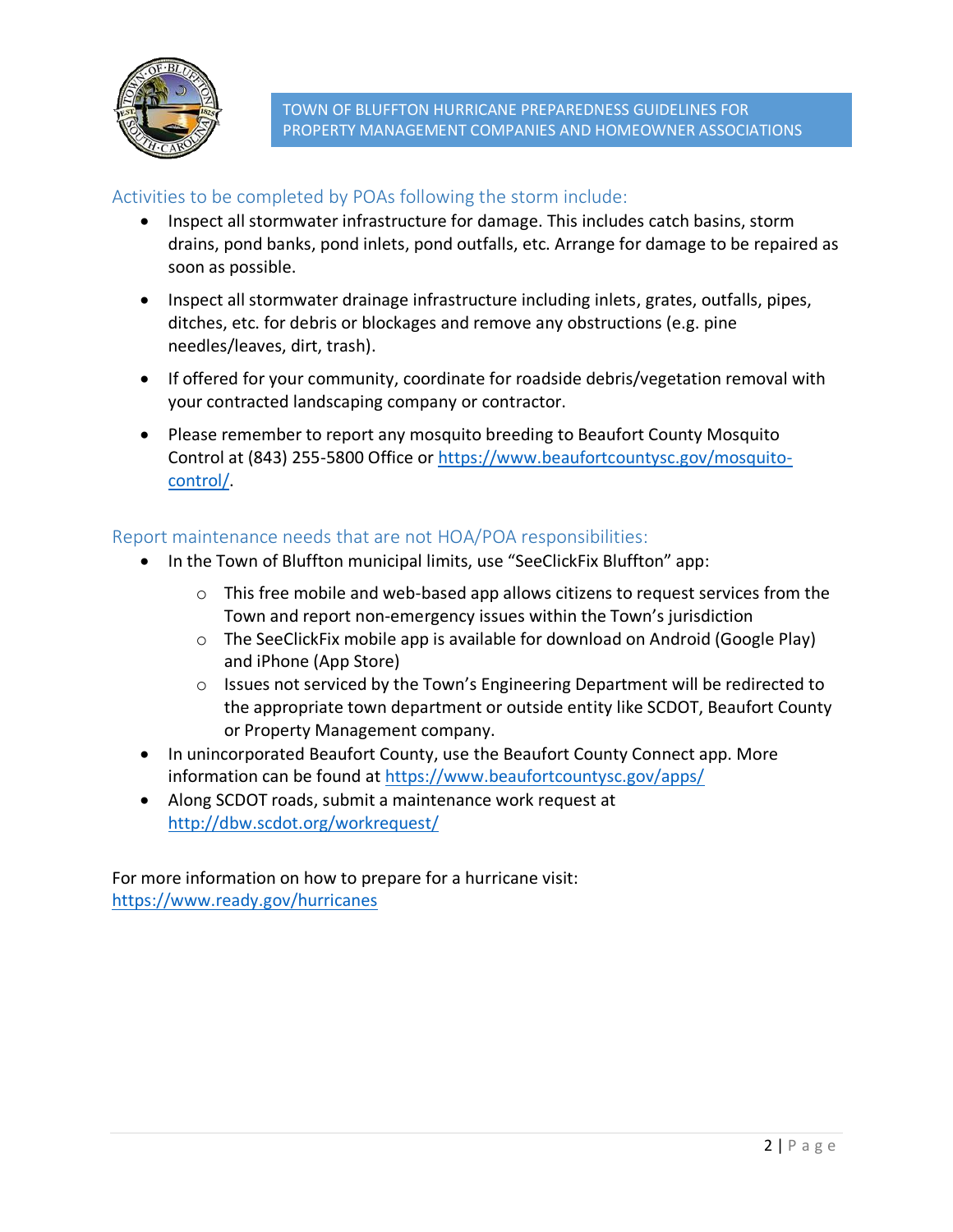## Activities to be completed by POAs following the storm include:

- Inspect all stormwater infrastructure for damage. This includes catch basins, storm drains, pond banks, pond inlets, pond outfalls, etc. Arrange for damage to be repaired as soon as possible.
- Inspect all stormwater drainage infrastructure including inlets, grates, outfalls, pipes, ditches, etc. for debris or blockages and remove any obstructions (e.g. pine needles/leaves, dirt, trash).
- If offered for your community, coordinate for roadside debris/vegetation removal with your contracted landscaping company or contractor.
- Please remember to report any mosquito breeding to Beaufort County Mosquito Control at (843) 255-5800 Office or [https://www.beaufortcountysc.gov/mosquito-control/](https://www.beaufortcountysc.gov/mosquito-control/).

## Report maintenance needs that are not HOA/POA responsibilities:

- In the Town of Bluffton municipal limits, use "SeeClickFix Bluffton" app:
  - This free mobile and web-based app allows citizens to request services from the Town and report non-emergency issues within the Town's jurisdiction
  - The SeeClickFix mobile app is available for download on Android (Google Play) and iPhone (App Store)
  - Issues not serviced by the Town's Engineering Department will be redirected to the appropriate town department or outside entity like SCDOT, Beaufort County or Property Management company.
- In unincorporated Beaufort County, use the Beaufort County Connect app. More information can be found at [https://www.beaufortcountysc.gov/apps/](https://www.beaufortcountysc.gov/apps/)
- Along SCDOT roads, submit a maintenance work request at [http://dbw.scdot.org/workrequest/](http://dbw.scdot.org/workrequest/)

For more information on how to prepare for a hurricane visit:
[https://www.ready.gov/hurricanes](https://www.ready.gov/hurricanes)